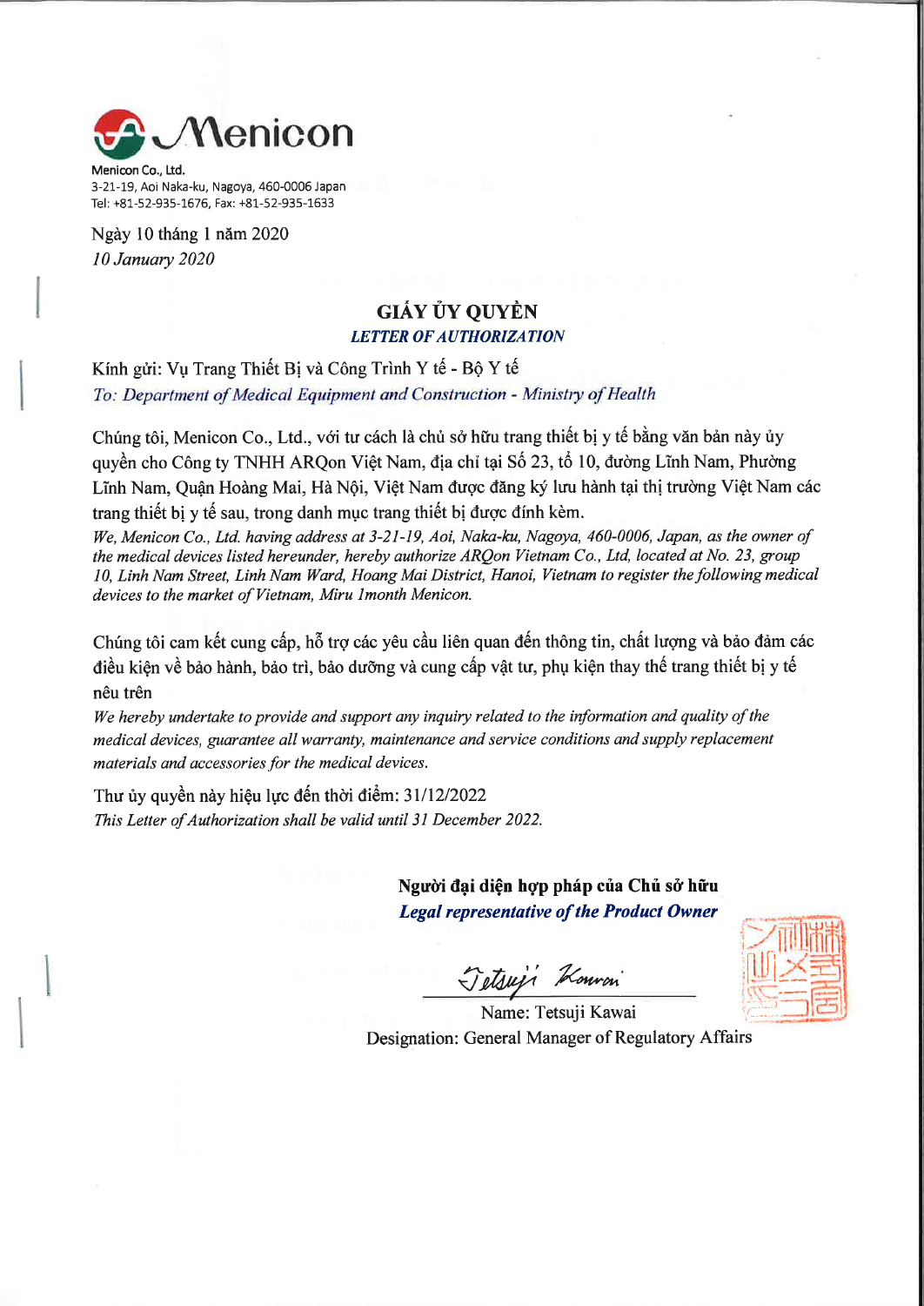Menicon

Menicon Co., Ltd.
3-21-19, Aoi Naka-ku, Nagoya, 460-0006 Japan
Tel: +81-52-935-1676, Fax: +81-52-935-1633

Ngày 10 tháng 1 năm 2020
*10 January 2020*

## GIẤY ỦY QUYỀN
### *LETTER OF AUTHORIZATION*

Kính gửi: Vụ Trang Thiết Bị và Công Trình Y tế - Bộ Y tế
*To: Department of Medical Equipment and Construction - Ministry of Health*

Chúng tôi, Menicon Co., Ltd., với tư cách là chủ sở hữu trang thiết bị y tế bằng văn bản này ủy quyền cho Công ty TNHH ARQon Việt Nam, địa chỉ tại Số 23, tổ 10, đường Lĩnh Nam, Phường Lĩnh Nam, Quận Hoàng Mai, Hà Nội, Việt Nam được đăng ký lưu hành tại thị trường Việt Nam các trang thiết bị y tế sau, trong danh mục trang thiết bị được đính kèm.
*We, Menicon Co., Ltd. having address at 3-21-19, Aoi, Naka-ku, Nagoya, 460-0006, Japan, as the owner of the medical devices listed hereunder, hereby authorize ARQon Vietnam Co., Ltd, located at No. 23, group 10, Linh Nam Street, Linh Nam Ward, Hoang Mai District, Hanoi, Vietnam to register the following medical devices to the market of Vietnam, Miru 1month Menicon.*

Chúng tôi cam kết cung cấp, hỗ trợ các yêu cầu liên quan đến thông tin, chất lượng và bảo đảm các điều kiện về bảo hành, bảo trì, bảo dưỡng và cung cấp vật tư, phụ kiện thay thế trang thiết bị y tế nêu trên
*We hereby undertake to provide and support any inquiry related to the information and quality of the medical devices, guarantee all warranty, maintenance and service conditions and supply replacement materials and accessories for the medical devices.*

Thư ủy quyền này hiệu lực đến thời điểm: 31/12/2022
*This Letter of Authorization shall be valid until 31 December 2022.*

**Người đại diện hợp pháp của Chủ sở hữu**
***Legal representative of the Product Owner***

Tetsuji Kawai

Name: Tetsuji Kawai
Designation: General Manager of Regulatory Affairs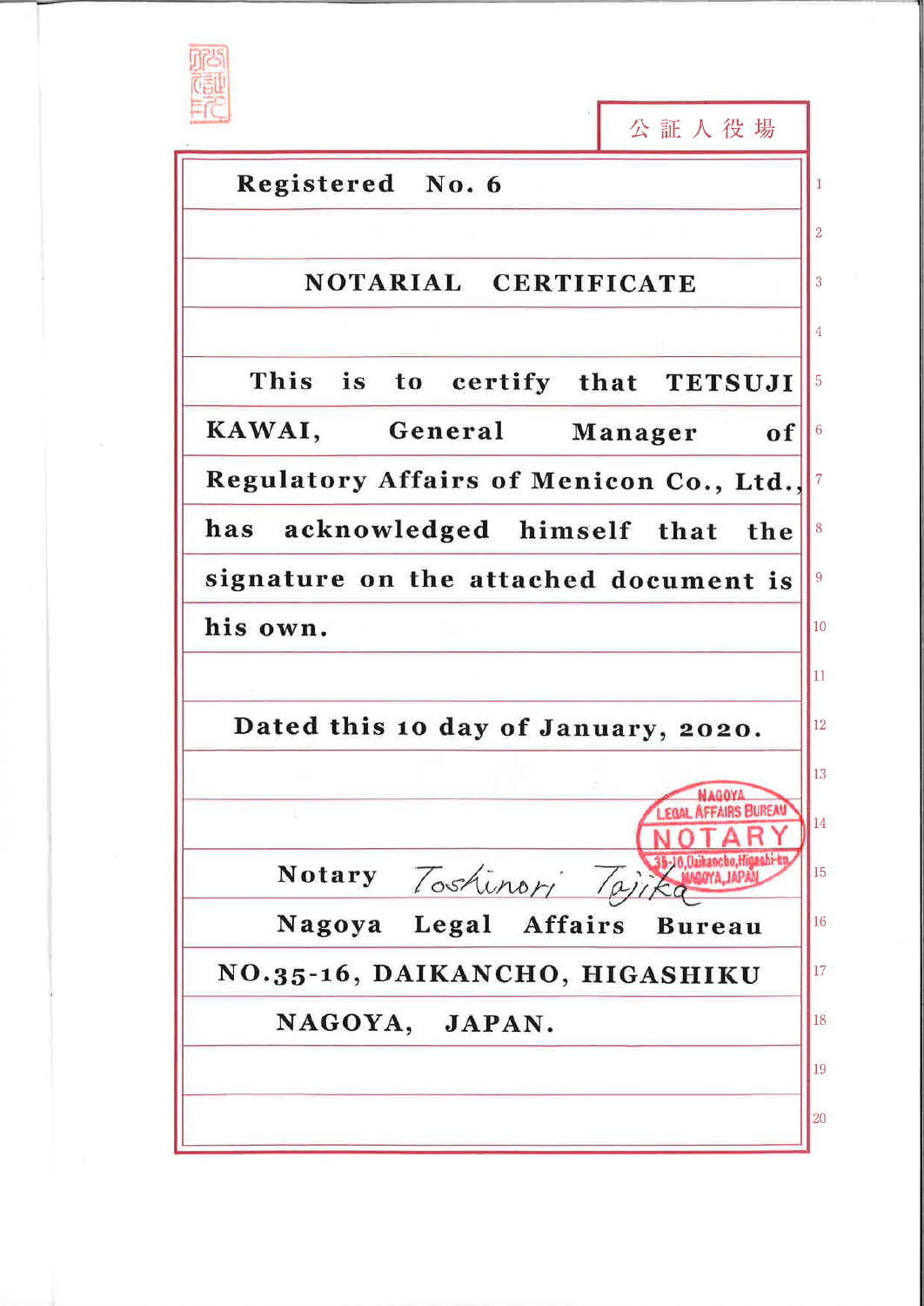公証人役場

Registered No. 6

# NOTARIAL CERTIFICATE

This is to certify that TETSUJI KAWAI, General Manager of Regulatory Affairs of Menicon Co., Ltd., has acknowledged himself that the signature on the attached document is his own.

Dated this 10 day of January, 2020.

NAGOYA LEGAL AFFAIRS BUREAU NOTARY 35-16, Daikancho, Higashi-ku NAGOYA, JAPAN

Notary Toshinori Tajika

Nagoya Legal Affairs Bureau

NO.35-16, DAIKANCHO, HIGASHIKU

NAGOYA, JAPAN.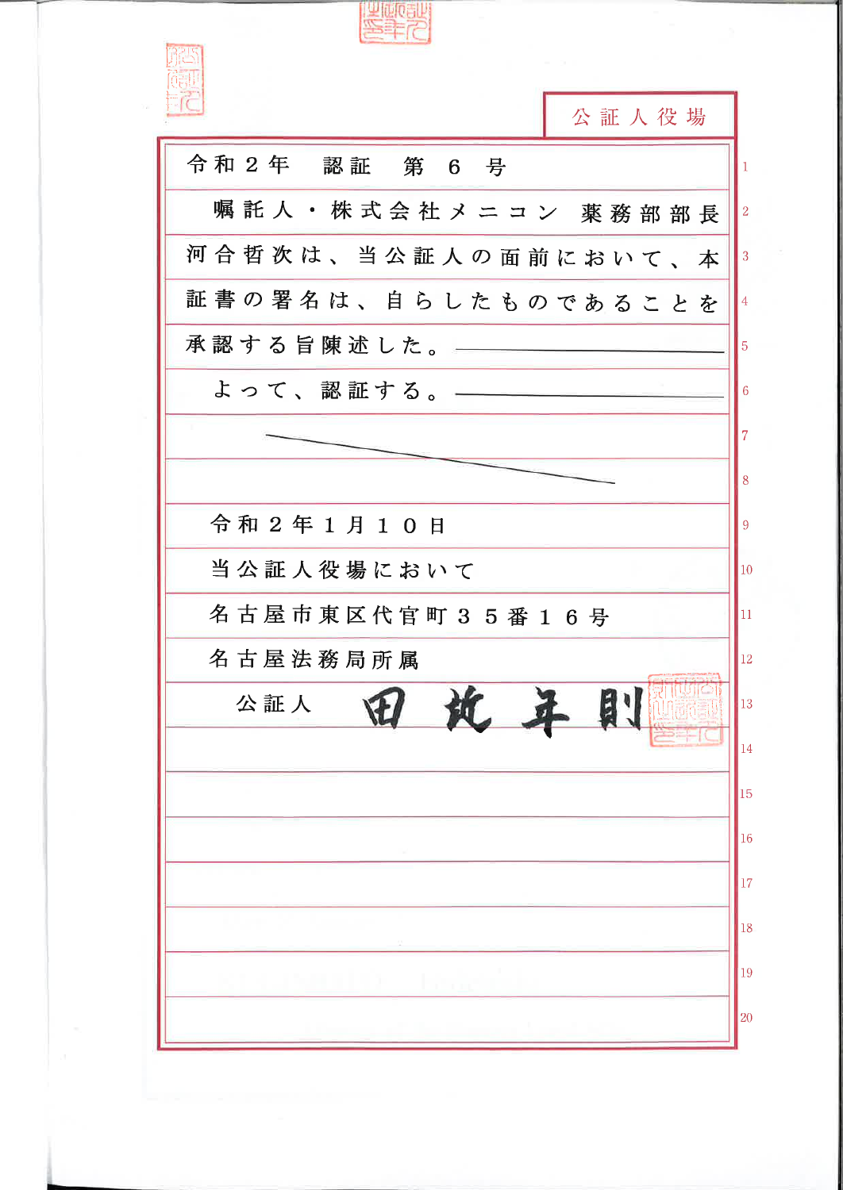公証人役場

令和２年　認証　第６号

嘱託人・株式会社メニコン　薬務部部長河合哲次は、当公証人の面前において、本証書の署名は、自らしたものであることを承認する旨陳述した。

よって、認証する。

令和２年１月１０日

当公証人役場において

名古屋市東区代官町３５番１６号

名古屋法務局所属

公証人　田辺年則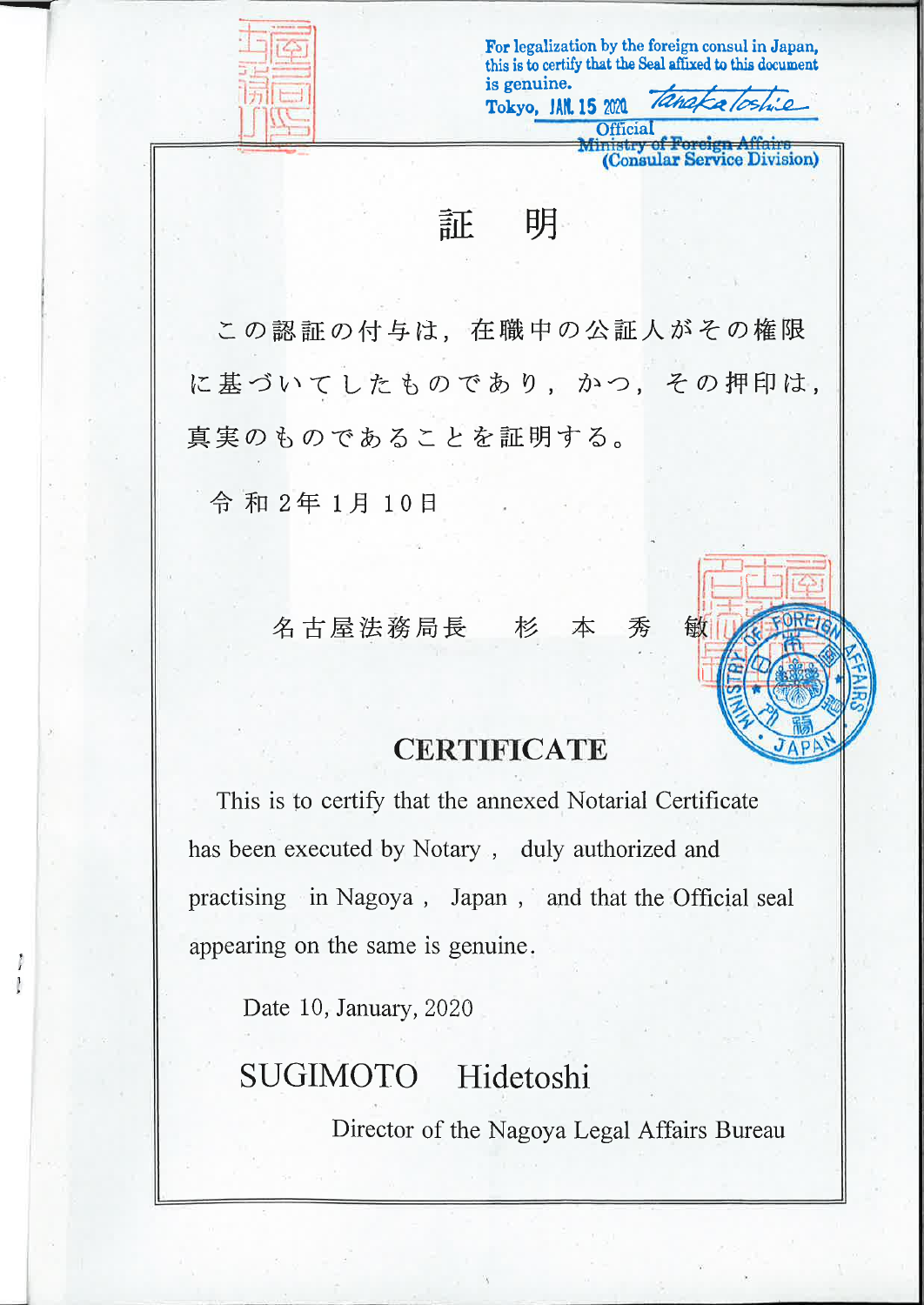For legalization by the foreign consul in Japan, this is to certify that the Seal affixed to this document is genuine.

Tokyo, JAN. 15 2020 Tanaka Toshie

Official

Ministry of Foreign Affairs
(Consular Service Division)

# 証　明

この認証の付与は，在職中の公証人がその権限に基づいてしたものであり，かつ，その押印は，真実のものであることを証明する。

令和2年1月10日

名古屋法務局長　杉本秀敏

# CERTIFICATE

This is to certify that the annexed Notarial Certificate has been executed by Notary , duly authorized and practising in Nagoya , Japan , and that the Official seal appearing on the same is genuine.

Date 10, January, 2020

SUGIMOTO Hidetoshi

Director of the Nagoya Legal Affairs Bureau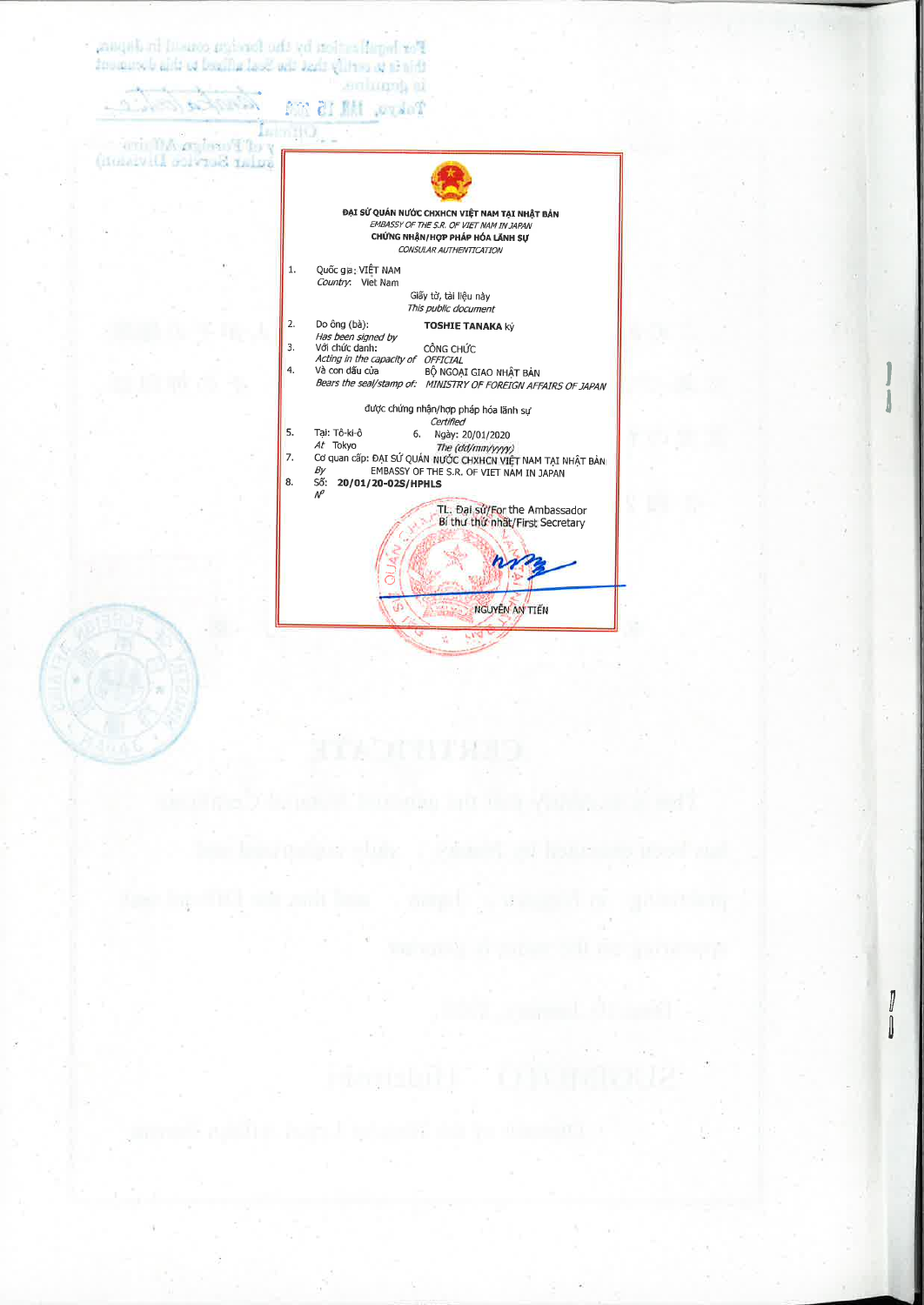ĐẠI SỨ QUÁN NƯỚC CHXHCN VIỆT NAM TẠI NHẬT BẢN

*EMBASSY OF THE S.R. OF VIET NAM IN JAPAN*

**CHỨNG NHẬN/HỢP PHÁP HÓA LÃNH SỰ**

*CONSULAR AUTHENTICATION*

1. Quốc gia: VIỆT NAM
   *Country:* Viet Nam

   Giấy tờ, tài liệu này
   *This public document*

2. Do ông (bà): **TOSHIE TANAKA** ký
   *Has been signed by*
3. Với chức danh: CÔNG CHỨC
   *Acting in the capacity of* OFFICIAL
4. Và con dấu của BỘ NGOẠI GIAO NHẬT BẢN
   *Bears the seal/stamp of:* MINISTRY OF FOREIGN AFFAIRS OF JAPAN

   được chứng nhận/hợp pháp hóa lãnh sự
   *Certified*

5. Tại: Tô-ki-ô
   *At* Tokyo
6. Ngày: 20/01/2020
   *The (dd/mm/yyyy)*
7. Cơ quan cấp: ĐẠI SỨ QUÁN NƯỚC CHXHCN VIỆT NAM TẠI NHẬT BẢN
   *By* EMBASSY OF THE S.R. OF VIET NAM IN JAPAN
8. Số: **20/01/20-02S/HPHLS**
   *N°*

TL. Đại sứ/For the Ambassador
Bí thư thứ nhất/First Secretary

NGUYỄN AN TIẾN